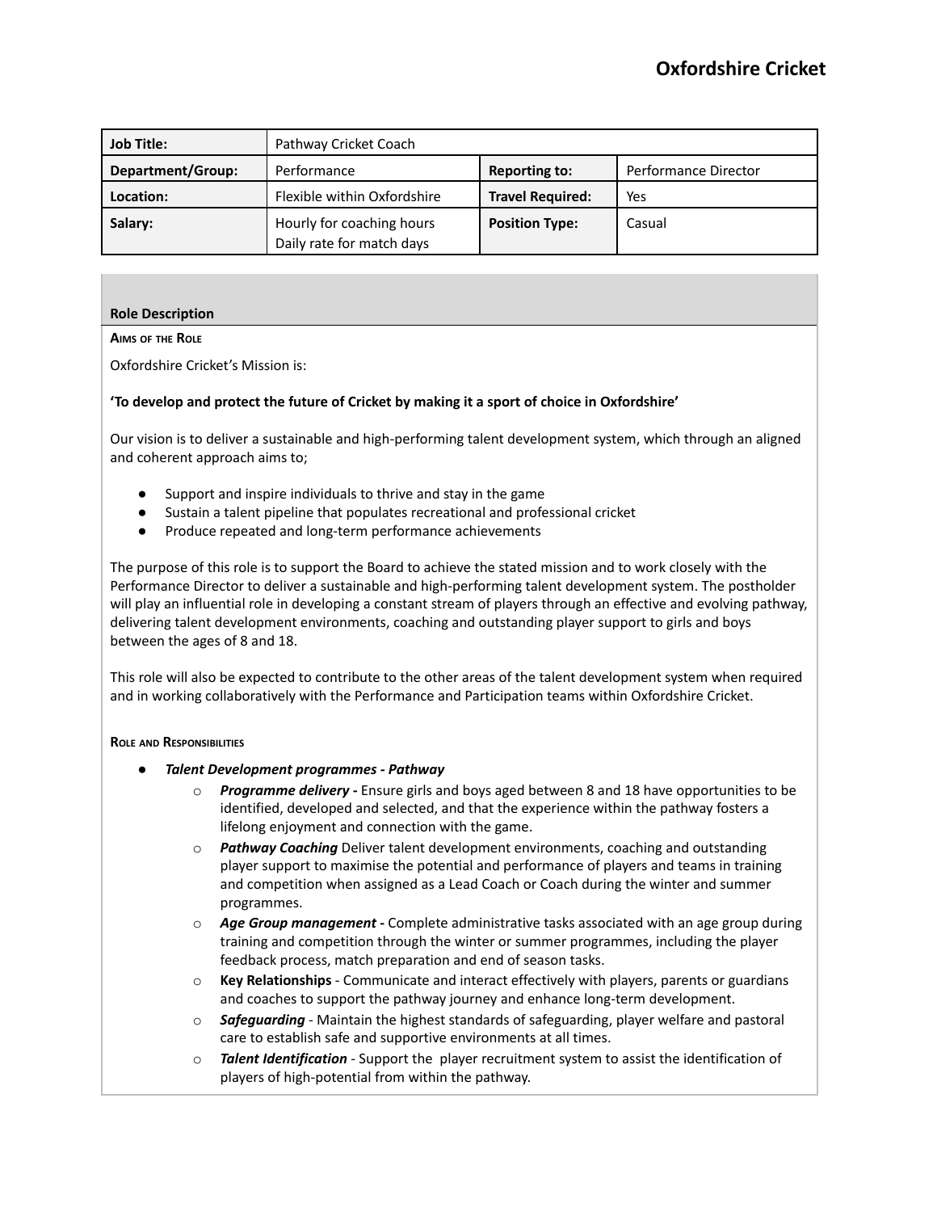# Oxfordshire Cricket

| **Job Title:** | Pathway Cricket Coach | | |
|---|---|---|---|
| **Department/Group:** | Performance | **Reporting to:** | Performance Director |
| **Location:** | Flexible within Oxfordshire | **Travel Required:** | Yes |
| **Salary:** | Hourly for coaching hours<br>Daily rate for match days | **Position Type:** | Casual |

## Role Description

**Aims of the Role**

Oxfordshire Cricket's Mission is:

**'To develop and protect the future of Cricket by making it a sport of choice in Oxfordshire'**

Our vision is to deliver a sustainable and high-performing talent development system, which through an aligned and coherent approach aims to;

- Support and inspire individuals to thrive and stay in the game
- Sustain a talent pipeline that populates recreational and professional cricket
- Produce repeated and long-term performance achievements

The purpose of this role is to support the Board to achieve the stated mission and to work closely with the Performance Director to deliver a sustainable and high-performing talent development system. The postholder will play an influential role in developing a constant stream of players through an effective and evolving pathway, delivering talent development environments, coaching and outstanding player support to girls and boys between the ages of 8 and 18.

This role will also be expected to contribute to the other areas of the talent development system when required and in working collaboratively with the Performance and Participation teams within Oxfordshire Cricket.

**Role and Responsibilities**

- ***Talent Development programmes - Pathway***
  - ***Programme delivery -*** Ensure girls and boys aged between 8 and 18 have opportunities to be identified, developed and selected, and that the experience within the pathway fosters a lifelong enjoyment and connection with the game.
  - ***Pathway Coaching*** Deliver talent development environments, coaching and outstanding player support to maximise the potential and performance of players and teams in training and competition when assigned as a Lead Coach or Coach during the winter and summer programmes.
  - ***Age Group management -*** Complete administrative tasks associated with an age group during training and competition through the winter or summer programmes, including the player feedback process, match preparation and end of season tasks.
  - **Key Relationships** - Communicate and interact effectively with players, parents or guardians and coaches to support the pathway journey and enhance long-term development.
  - ***Safeguarding*** - Maintain the highest standards of safeguarding, player welfare and pastoral care to establish safe and supportive environments at all times.
  - ***Talent Identification*** - Support the player recruitment system to assist the identification of players of high-potential from within the pathway.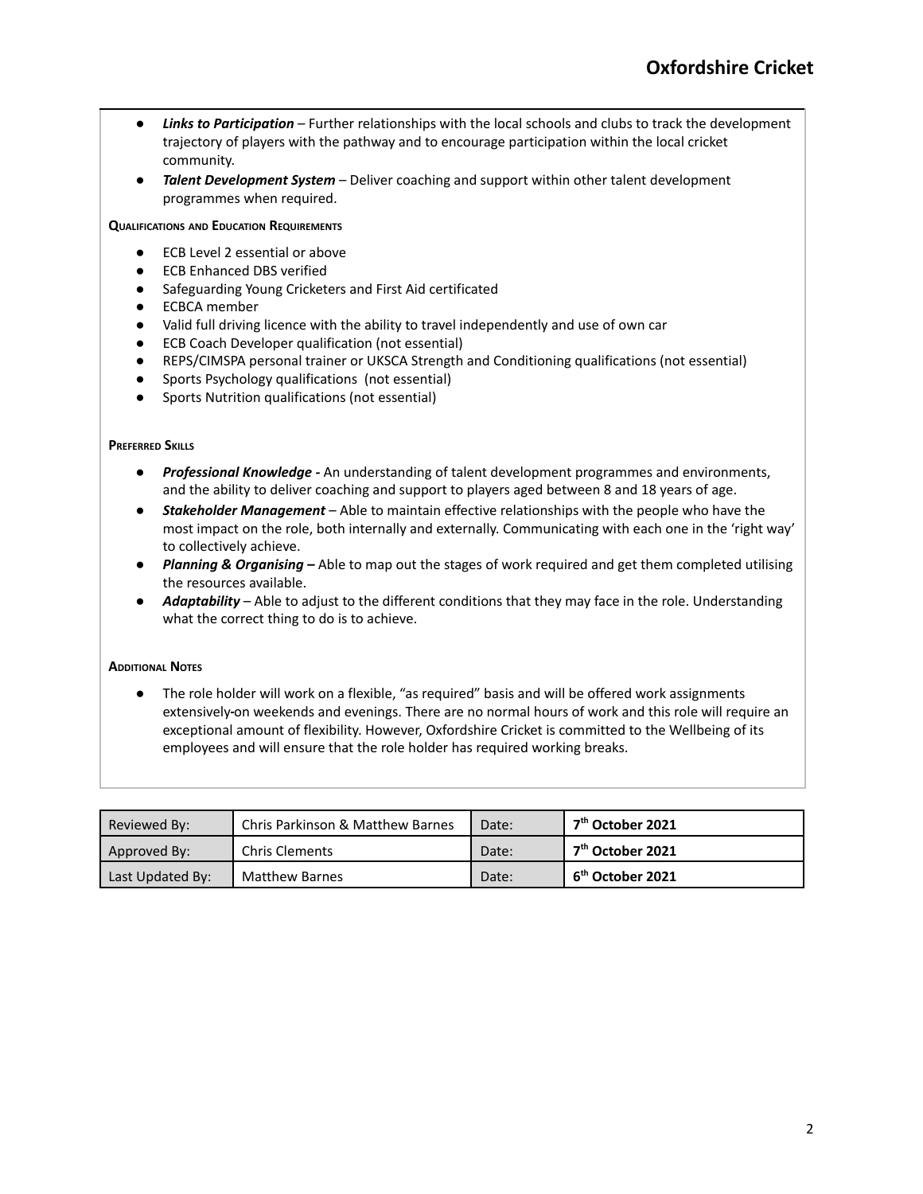- ***Links to Participation*** – Further relationships with the local schools and clubs to track the development trajectory of players with the pathway and to encourage participation within the local cricket community.
- ***Talent Development System*** – Deliver coaching and support within other talent development programmes when required.

**Qualifications and Education Requirements**

- ECB Level 2 essential or above
- ECB Enhanced DBS verified
- Safeguarding Young Cricketers and First Aid certificated
- ECBCA member
- Valid full driving licence with the ability to travel independently and use of own car
- ECB Coach Developer qualification (not essential)
- REPS/CIMSPA personal trainer or UKSCA Strength and Conditioning qualifications (not essential)
- Sports Psychology qualifications (not essential)
- Sports Nutrition qualifications (not essential)

**Preferred Skills**

- ***Professional Knowledge -*** An understanding of talent development programmes and environments, and the ability to deliver coaching and support to players aged between 8 and 18 years of age.
- ***Stakeholder Management*** – Able to maintain effective relationships with the people who have the most impact on the role, both internally and externally. Communicating with each one in the 'right way' to collectively achieve.
- ***Planning & Organising –*** Able to map out the stages of work required and get them completed utilising the resources available.
- ***Adaptability*** – Able to adjust to the different conditions that they may face in the role. Understanding what the correct thing to do is to achieve.

**Additional Notes**

- The role holder will work on a flexible, "as required" basis and will be offered work assignments extensively on weekends and evenings. There are no normal hours of work and this role will require an exceptional amount of flexibility. However, Oxfordshire Cricket is committed to the Wellbeing of its employees and will ensure that the role holder has required working breaks.

| | | | |
|---|---|---|---|
| Reviewed By: | Chris Parkinson & Matthew Barnes | Date: | **7th October 2021** |
| Approved By: | Chris Clements | Date: | **7th October 2021** |
| Last Updated By: | Matthew Barnes | Date: | **6th October 2021** |